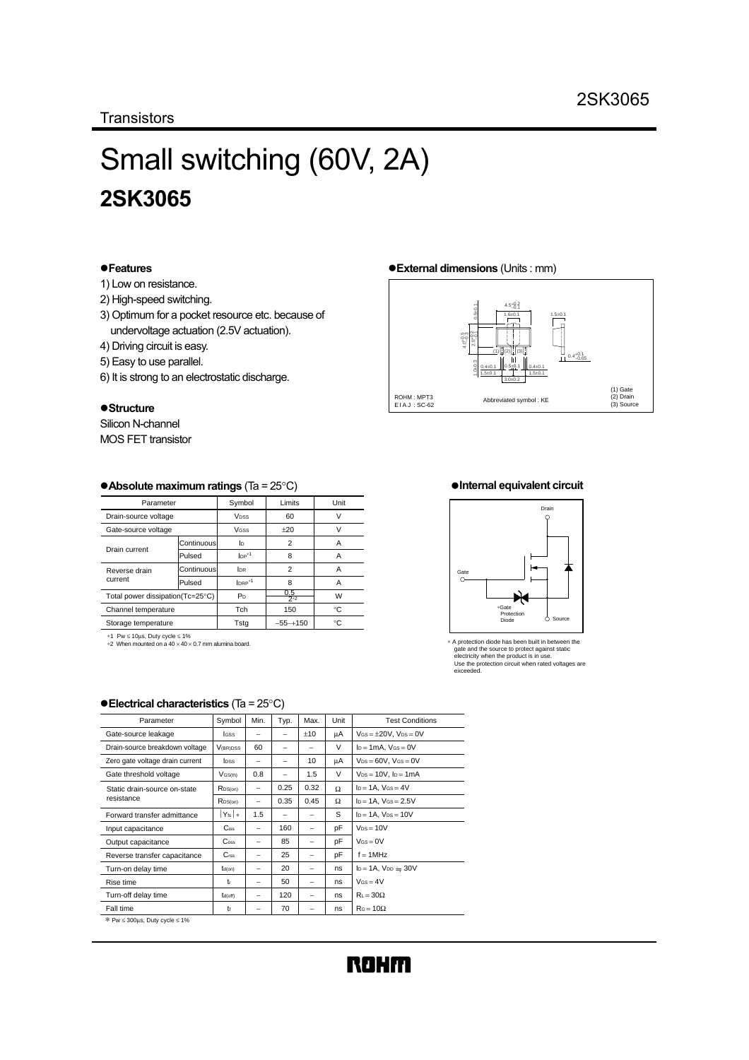Transistors

# Small switching (60V, 2A)
## 2SK3065

### ●Features
1) Low on resistance.
2) High-speed switching.
3) Optimum for a pocket resource etc. because of undervoltage actuation (2.5V actuation).
4) Driving circuit is easy.
5) Easy to use parallel.
6) It is strong to an electrostatic discharge.

### ●Structure
Silicon N-channel
MOS FET transistor

### ●External dimensions (Units : mm)

ROHM : MPT3
EIAJ : SC-62

Abbreviated symbol : KE

(1) Gate
(2) Drain
(3) Source

### ●Absolute maximum ratings (Ta = 25°C)

| Parameter | | Symbol | Limits | Unit |
|---|---|---|---|---|
| Drain-source voltage | | $V_{DSS}$ | 60 | V |
| Gate-source voltage | | $V_{GSS}$ | ±20 | V |
| Drain current | Continuous | $I_D$ | 2 | A |
| | Pulsed | $I_{DP}$ *1 | 8 | A |
| Reverse drain current | Continuous | $I_{DR}$ | 2 | A |
| | Pulsed | $I_{DRP}$ *1 | 8 | A |
| Total power dissipation(Tc=25°C) | | $P_D$ | 0.5 / 2 *2 | W |
| Channel temperature | | Tch | 150 | °C |
| Storage temperature | | Tstg | −55~+150 | °C |

*1 Pw ≤ 10μs, Duty cycle ≤ 1%
*2 When mounted on a 40 × 40 × 0.7 mm alumina board.

### ●Internal equivalent circuit

Drain, Gate, Source, *Gate Protection Diode

* A protection diode has been built in between the gate and the source to protect against static electricity when the product is in use.
Use the protection circuit when rated voltages are exceeded.

### ●Electrical characteristics (Ta = 25°C)

| Parameter | Symbol | Min. | Typ. | Max. | Unit | Test Conditions |
|---|---|---|---|---|---|---|
| Gate-source leakage | $I_{GSS}$ | – | – | ±10 | μA | $V_{GS}$ = ±20V, $V_{DS}$ = 0V |
| Drain-source breakdown voltage | $V_{(BR)DSS}$ | 60 | – | – | V | $I_D$ = 1mA, $V_{GS}$ = 0V |
| Zero gate voltage drain current | $I_{DSS}$ | – | – | 10 | μA | $V_{DS}$ = 60V, $V_{GS}$ = 0V |
| Gate threshold voltage | $V_{GS(th)}$ | 0.8 | – | 1.5 | V | $V_{DS}$ = 10V, $I_D$ = 1mA |
| Static drain-source on-state resistance | $R_{DS(on)}$ | – | 0.25 | 0.32 | Ω | $I_D$ = 1A, $V_{GS}$ = 4V |
| | $R_{DS(on)}$ | – | 0.35 | 0.45 | Ω | $I_D$ = 1A, $V_{GS}$ = 2.5V |
| Forward transfer admittance | $\|Y_{fs}\|$ * | 1.5 | – | – | S | $I_D$ = 1A, $V_{DS}$ = 10V |
| Input capacitance | $C_{iss}$ | – | 160 | – | pF | $V_{DS}$ = 10V |
| Output capacitance | $C_{oss}$ | – | 85 | – | pF | $V_{GS}$ = 0V |
| Reverse transfer capacitance | $C_{rss}$ | – | 25 | – | pF | f = 1MHz |
| Turn-on delay time | $t_{d(on)}$ | – | 20 | – | ns | $I_D$ = 1A, $V_{DD}$ ≒ 30V |
| Rise time | $t_r$ | – | 50 | – | ns | $V_{GS}$ = 4V |
| Turn-off delay time | $t_{d(off)}$ | – | 120 | – | ns | $R_L$ = 30Ω |
| Fall time | $t_f$ | – | 70 | – | ns | $R_G$ = 10Ω |

* Pw ≤ 300μs, Duty cycle ≤ 1%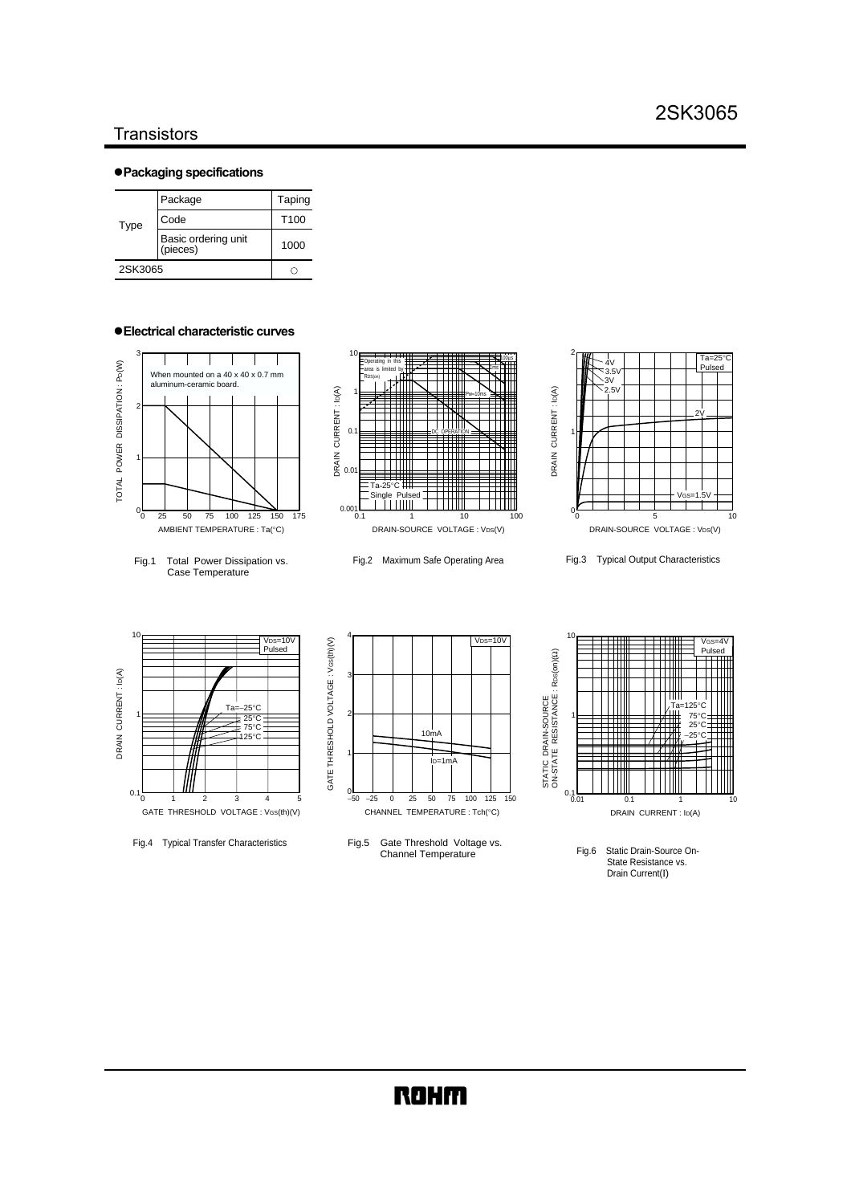## ●Packaging specifications

| Type | Package | Taping |
|---|---|---|
| | Code | T100 |
| | Basic ordering unit (pieces) | 1000 |
| 2SK3065 | | ○ |

## ●Electrical characteristic curves

Fig.1 Total Power Dissipation vs. Case Temperature

Fig.2 Maximum Safe Operating Area

Fig.3 Typical Output Characteristics

Fig.4 Typical Transfer Characteristics

Fig.5 Gate Threshold Voltage vs. Channel Temperature

Fig.6 Static Drain-Source On-State Resistance vs. Drain Current(I)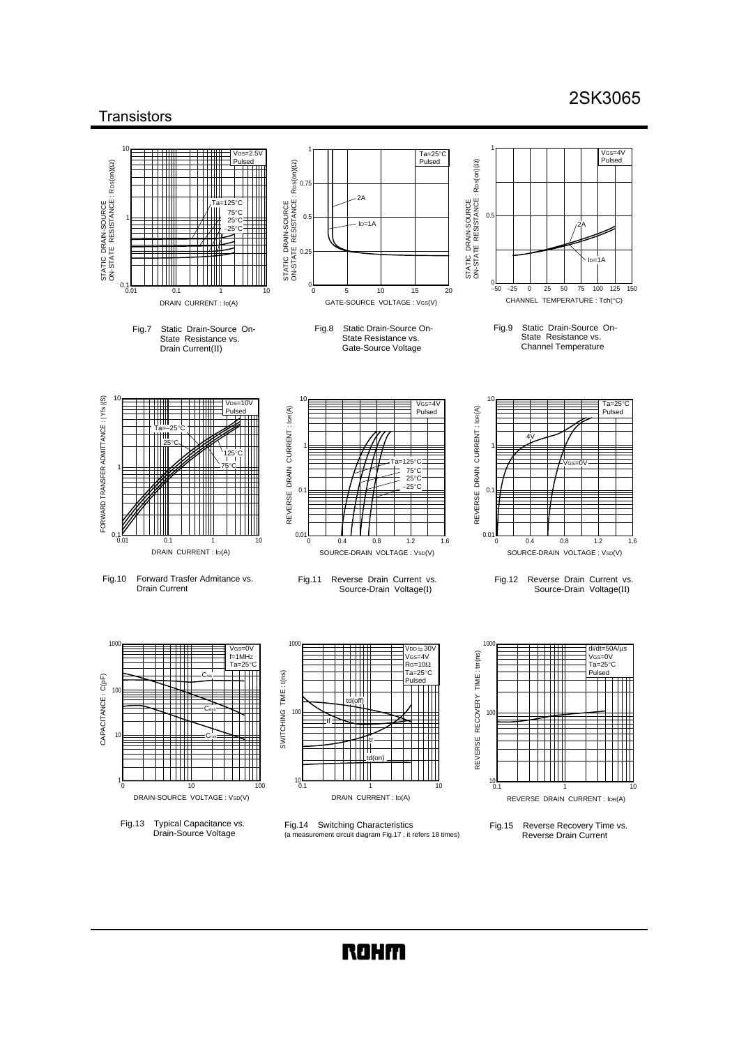Fig.7 Static Drain-Source On-State Resistance vs. Drain Current(II)

Fig.8 Static Drain-Source On-State Resistance vs. Gate-Source Voltage

Fig.9 Static Drain-Source On-State Resistance vs. Channel Temperature

Fig.10 Forward Trasfer Admitance vs. Drain Current

Fig.11 Reverse Drain Current vs. Source-Drain Voltage(I)

Fig.12 Reverse Drain Current vs. Source-Drain Voltage(II)

Fig.13 Typical Capacitance vs. Drain-Source Voltage

Fig.14 Switching Characteristics
(a measurement circuit diagram Fig.17 , it refers 18 times)

Fig.15 Reverse Recovery Time vs. Reverse Drain Current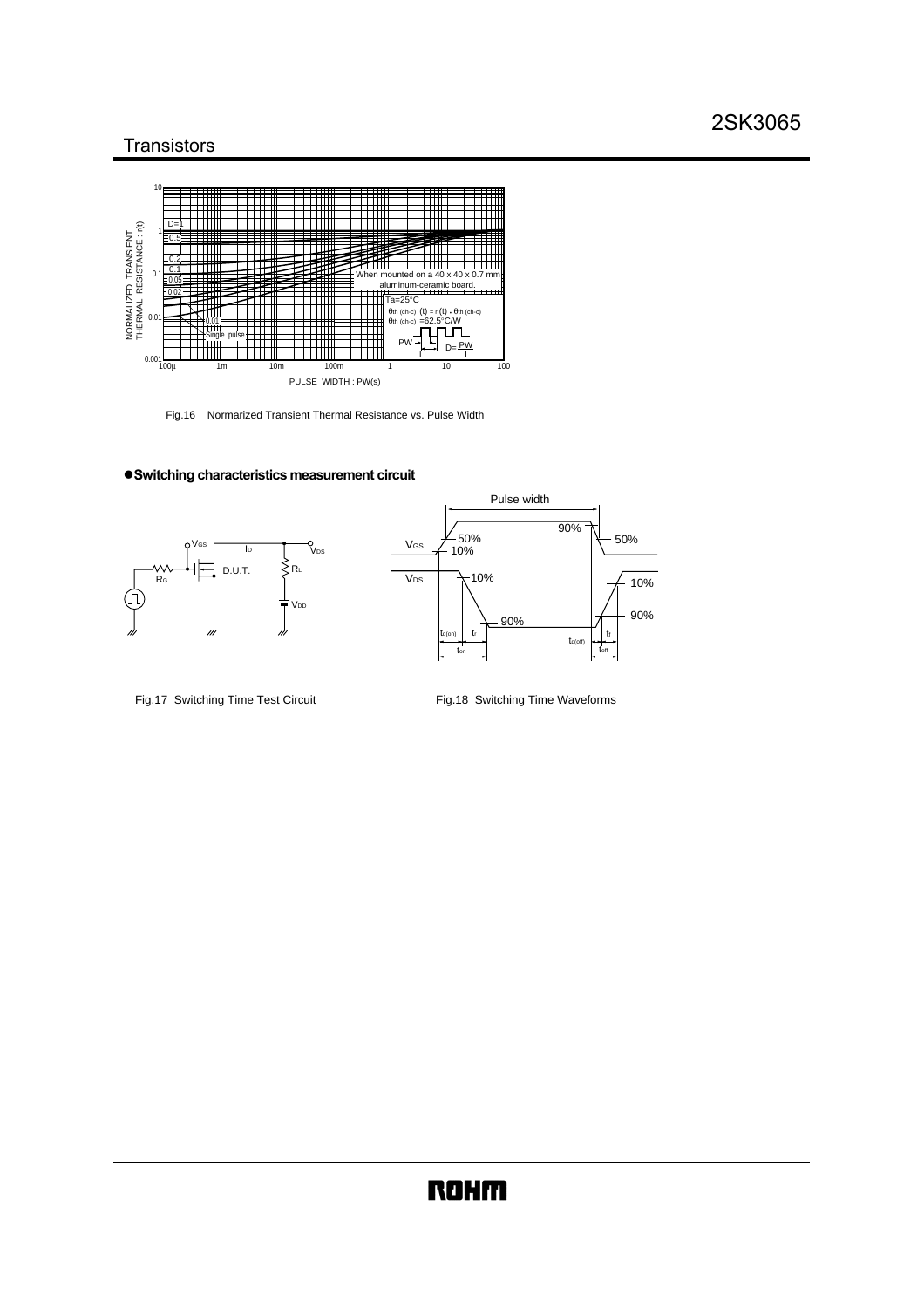NORMALIZED TRANSIENT THERMAL RESISTANCE : r(t)

10
1
0.1
0.01
0.001

D=1
0.5
0.2
0.1
0.05
0.02
0.01
Single pulse

When mounted on a 40 x 40 x 0.7 mm aluminum-ceramic board.
Ta=25°C
$\theta_{th\ (ch\text{-}c)}\ (t) = r\ (t) \cdot \theta_{th\ (ch\text{-}c)}$
$\theta_{th\ (ch\text{-}c)} = 62.5°C/W$

PW
T
$D = \frac{PW}{T}$

100µ 1m 10m 100m 1 10 100

PULSE WIDTH : PW(s)

Fig.16 Normarized Transient Thermal Resistance vs. Pulse Width

### ●Switching characteristics measurement circuit

$V_{GS}$
$I_D$
$V_{DS}$
$R_G$
D.U.T.
$R_L$
$V_{DD}$

Fig.17 Switching Time Test Circuit

Pulse width
$V_{GS}$
50%
10%
90%
50%
$V_{DS}$
10%
90%
10%
90%
$t_{d(on)}$
$t_r$
$t_{on}$
$t_{d(off)}$
$t_f$
$t_{off}$

Fig.18 Switching Time Waveforms